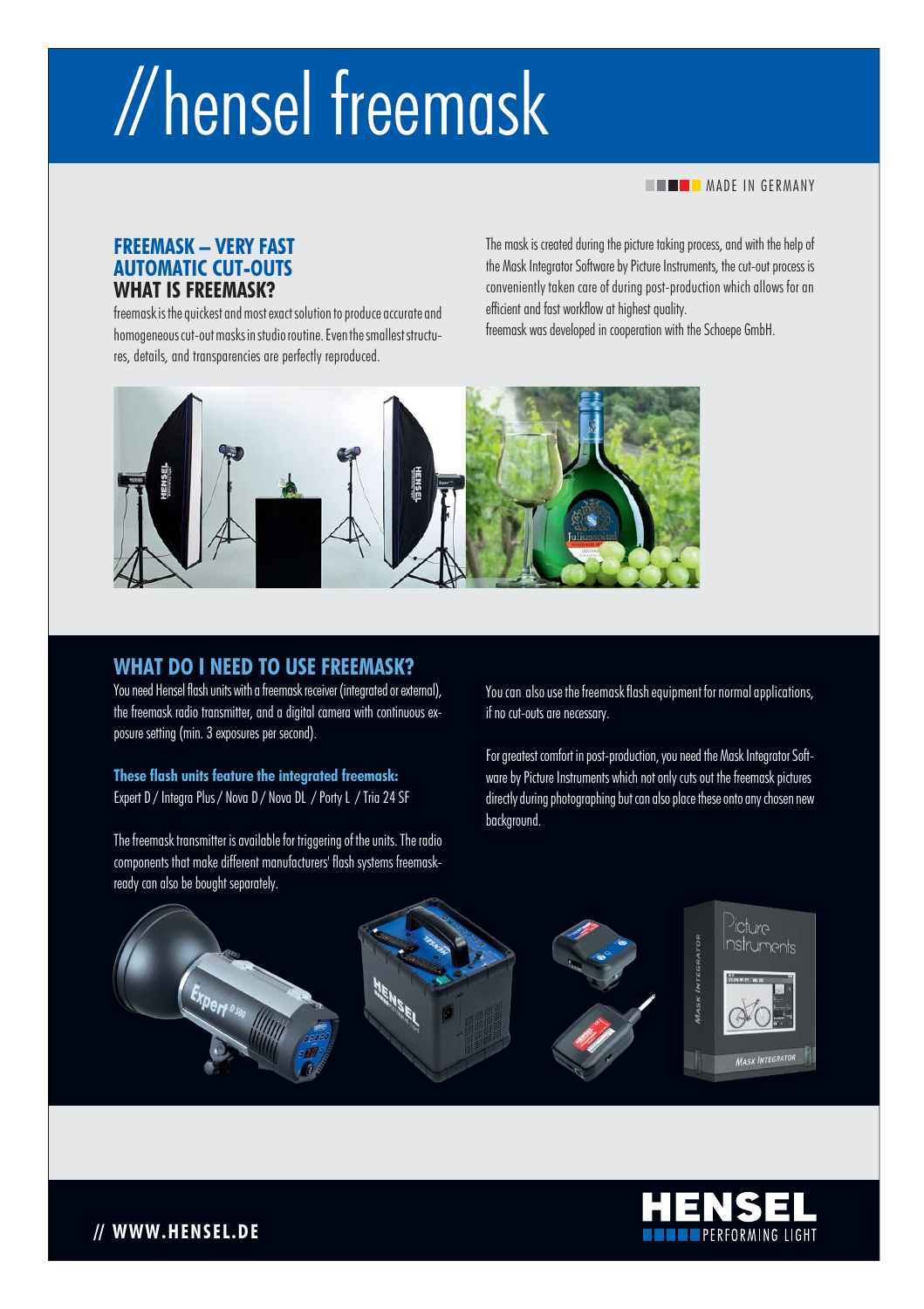# //hensel freemask

MADE IN GERMANY

## FREEMASK – VERY FAST AUTOMATIC CUT-OUTS

### WHAT IS FREEMASK?

freemask is the quickest and most exact solution to produce accurate and homogeneous cut-out masks in studio routine. Even the smallest structures, details, and transparencies are perfectly reproduced.

The mask is created during the picture taking process, and with the help of the Mask Integrator Software by Picture Instruments, the cut-out process is conveniently taken care of during post-production which allows for an efficient and fast workflow at highest quality.

freemask was developed in cooperation with the Schoepe GmbH.

## WHAT DO I NEED TO USE FREEMASK?

You need Hensel flash units with a freemask receiver (integrated or external), the freemask radio transmitter, and a digital camera with continuous exposure setting (min. 3 exposures per second).

**These flash units feature the integrated freemask:**
Expert D / Integra Plus / Nova D / Nova DL / Porty L / Tria 24 SF

The freemask transmitter is available for triggering of the units. The radio components that make different manufacturers' flash systems freemask-ready can also be bought separately.

You can also use the freemask flash equipment for normal applications, if no cut-outs are necessary.

For greatest comfort in post-production, you need the Mask Integrator Software by Picture Instruments which not only cuts out the freemask pictures directly during photographing but can also place these onto any chosen new background.

// WWW.HENSEL.DE

HENSEL PERFORMING LIGHT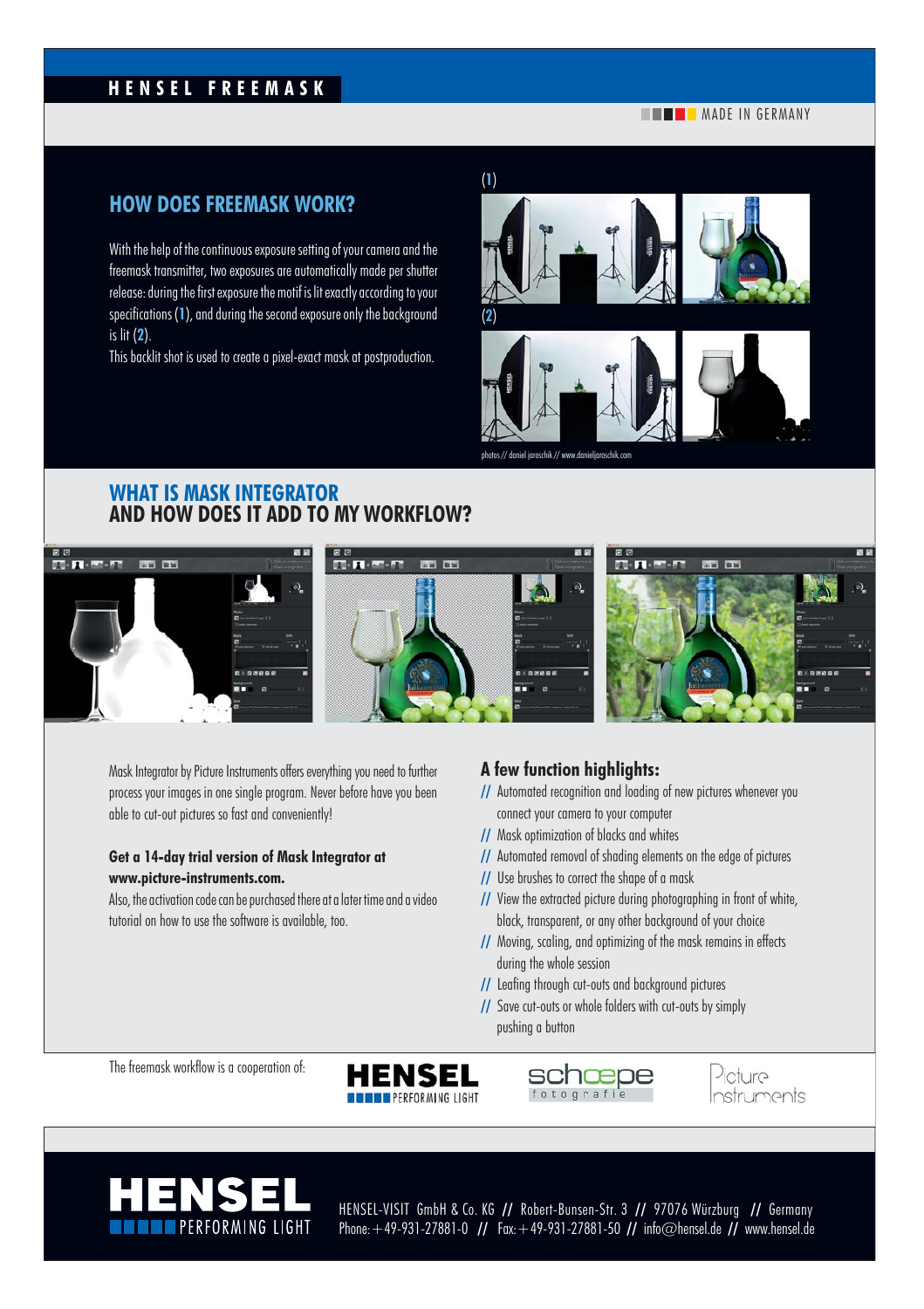HENSEL FREEMASK

MADE IN GERMANY

## HOW DOES FREEMASK WORK?

With the help of the continuous exposure setting of your camera and the freemask transmitter, two exposures are automatically made per shutter release: during the first exposure the motif is lit exactly according to your specifications (**1**), and during the second exposure only the background is lit (**2**).

This backlit shot is used to create a pixel-exact mask at postproduction.

(1)

(2)

photos // daniel jaroschik // www.danieljaroschik.com

## WHAT IS MASK INTEGRATOR AND HOW DOES IT ADD TO MY WORKFLOW?

Mask Integrator by Picture Instruments offers everything you need to further process your images in one single program. Never before have you been able to cut-out pictures so fast and conveniently!

**Get a 14-day trial version of Mask Integrator at www.picture-instruments.com.**

Also, the activation code can be purchased there at a later time and a video tutorial on how to use the software is available, too.

### A few function highlights:

- // Automated recognition and loading of new pictures whenever you connect your camera to your computer
- // Mask optimization of blacks and whites
- // Automated removal of shading elements on the edge of pictures
- // Use brushes to correct the shape of a mask
- // View the extracted picture during photographing in front of white, black, transparent, or any other background of your choice
- // Moving, scaling, and optimizing of the mask remains in effects during the whole session
- // Leafing through cut-outs and background pictures
- // Save cut-outs or whole folders with cut-outs by simply pushing a button

The freemask workflow is a cooperation of: HENSEL PERFORMING LIGHT, schoepe fotografie, Picture Instruments

HENSEL PERFORMING LIGHT

HENSEL-VISIT GmbH & Co. KG // Robert-Bunsen-Str. 3 // 97076 Würzburg // Germany
Phone: +49-931-27881-0 // Fax: +49-931-27881-50 // info@hensel.de // www.hensel.de